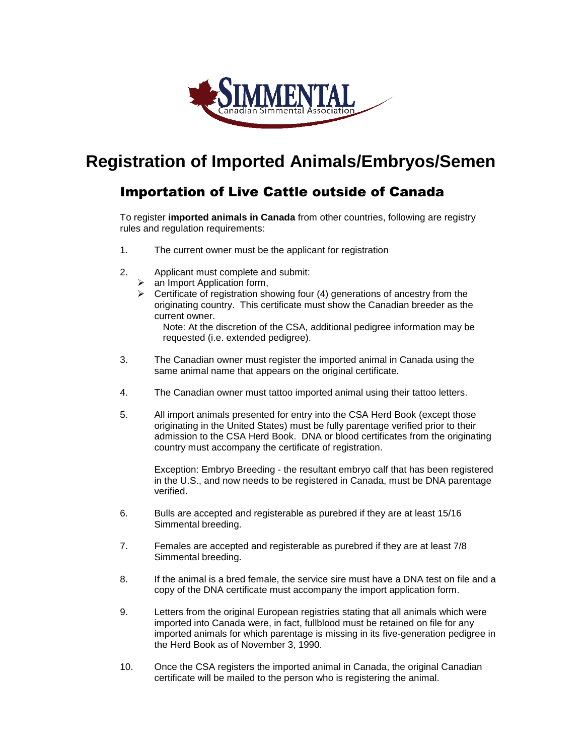# Registration of Imported Animals/Embryos/Semen

## Importation of Live Cattle outside of Canada

To register **imported animals in Canada** from other countries, following are registry rules and regulation requirements:

1. The current owner must be the applicant for registration

2. Applicant must complete and submit:
   - an Import Application form,
   - Certificate of registration showing four (4) generations of ancestry from the originating country. This certificate must show the Canadian breeder as the current owner.

     Note: At the discretion of the CSA, additional pedigree information may be requested (i.e. extended pedigree).

3. The Canadian owner must register the imported animal in Canada using the same animal name that appears on the original certificate.

4. The Canadian owner must tattoo imported animal using their tattoo letters.

5. All import animals presented for entry into the CSA Herd Book (except those originating in the United States) must be fully parentage verified prior to their admission to the CSA Herd Book. DNA or blood certificates from the originating country must accompany the certificate of registration.

   Exception: Embryo Breeding - the resultant embryo calf that has been registered in the U.S., and now needs to be registered in Canada, must be DNA parentage verified.

6. Bulls are accepted and registerable as purebred if they are at least 15/16 Simmental breeding.

7. Females are accepted and registerable as purebred if they are at least 7/8 Simmental breeding.

8. If the animal is a bred female, the service sire must have a DNA test on file and a copy of the DNA certificate must accompany the import application form.

9. Letters from the original European registries stating that all animals which were imported into Canada were, in fact, fullblood must be retained on file for any imported animals for which parentage is missing in its five-generation pedigree in the Herd Book as of November 3, 1990.

10. Once the CSA registers the imported animal in Canada, the original Canadian certificate will be mailed to the person who is registering the animal.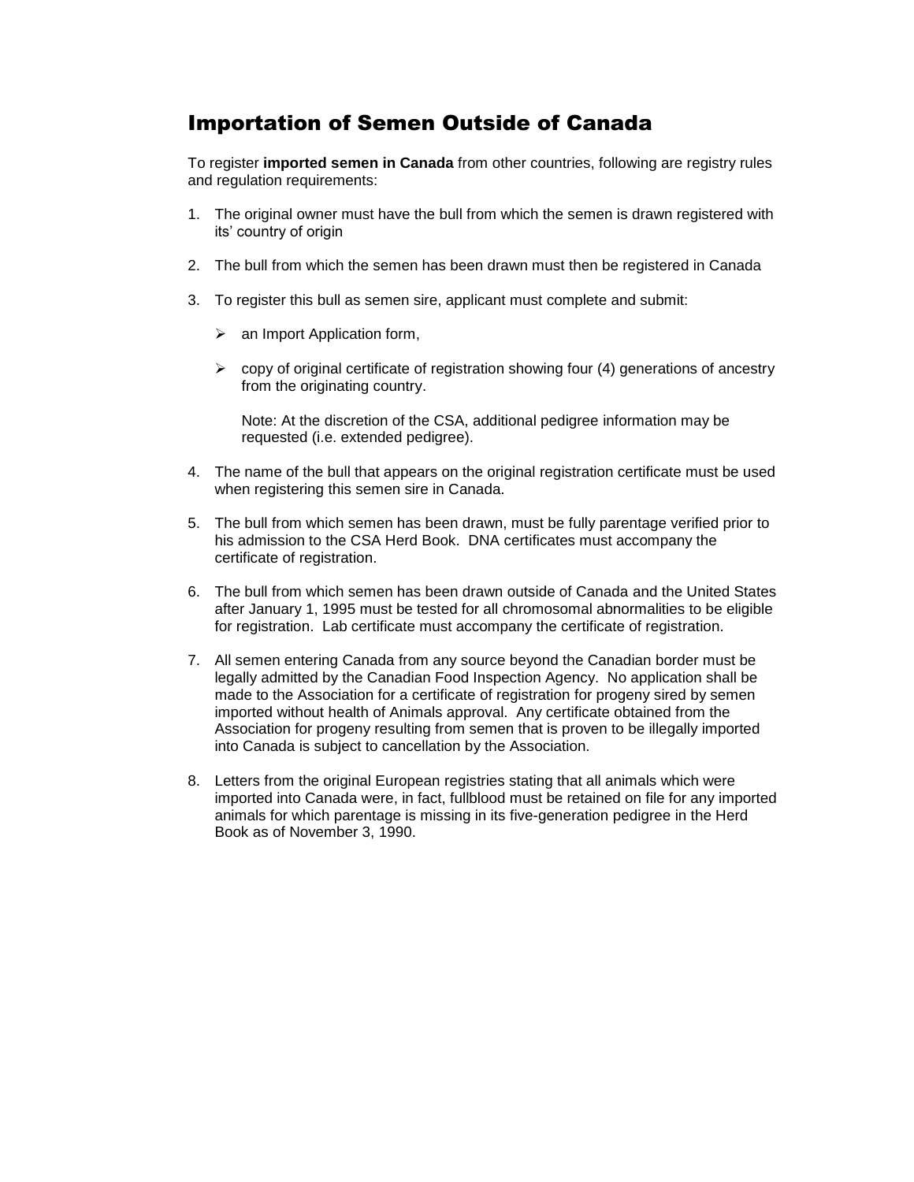## Importation of Semen Outside of Canada

To register **imported semen in Canada** from other countries, following are registry rules and regulation requirements:

1. The original owner must have the bull from which the semen is drawn registered with its' country of origin

2. The bull from which the semen has been drawn must then be registered in Canada

3. To register this bull as semen sire, applicant must complete and submit:

   - an Import Application form,

   - copy of original certificate of registration showing four (4) generations of ancestry from the originating country.

     Note: At the discretion of the CSA, additional pedigree information may be requested (i.e. extended pedigree).

4. The name of the bull that appears on the original registration certificate must be used when registering this semen sire in Canada.

5. The bull from which semen has been drawn, must be fully parentage verified prior to his admission to the CSA Herd Book. DNA certificates must accompany the certificate of registration.

6. The bull from which semen has been drawn outside of Canada and the United States after January 1, 1995 must be tested for all chromosomal abnormalities to be eligible for registration. Lab certificate must accompany the certificate of registration.

7. All semen entering Canada from any source beyond the Canadian border must be legally admitted by the Canadian Food Inspection Agency. No application shall be made to the Association for a certificate of registration for progeny sired by semen imported without health of Animals approval. Any certificate obtained from the Association for progeny resulting from semen that is proven to be illegally imported into Canada is subject to cancellation by the Association.

8. Letters from the original European registries stating that all animals which were imported into Canada were, in fact, fullblood must be retained on file for any imported animals for which parentage is missing in its five-generation pedigree in the Herd Book as of November 3, 1990.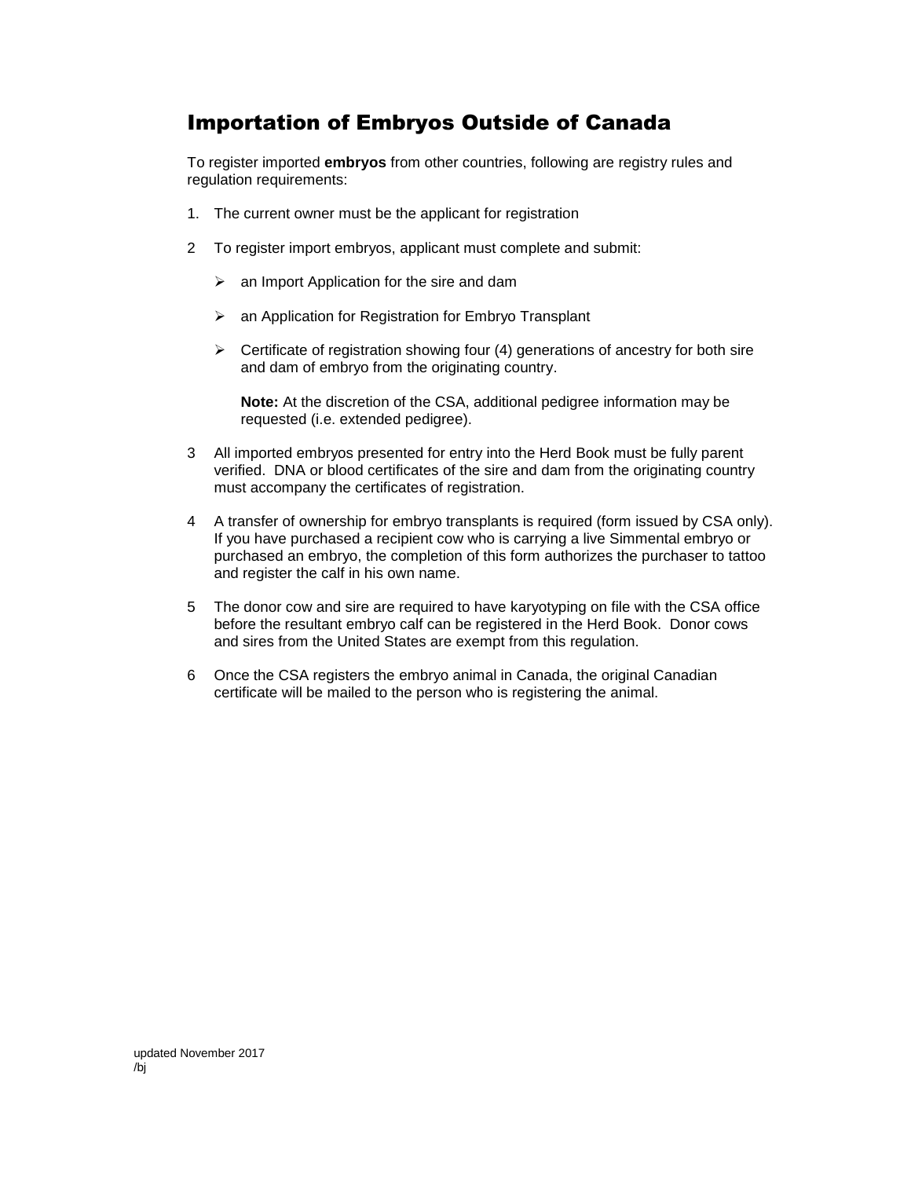# Importation of Embryos Outside of Canada

To register imported **embryos** from other countries, following are registry rules and regulation requirements:

1. The current owner must be the applicant for registration

2. To register import embryos, applicant must complete and submit:

   - an Import Application for the sire and dam

   - an Application for Registration for Embryo Transplant

   - Certificate of registration showing four (4) generations of ancestry for both sire and dam of embryo from the originating country.

     **Note:** At the discretion of the CSA, additional pedigree information may be requested (i.e. extended pedigree).

3. All imported embryos presented for entry into the Herd Book must be fully parent verified. DNA or blood certificates of the sire and dam from the originating country must accompany the certificates of registration.

4. A transfer of ownership for embryo transplants is required (form issued by CSA only). If you have purchased a recipient cow who is carrying a live Simmental embryo or purchased an embryo, the completion of this form authorizes the purchaser to tattoo and register the calf in his own name.

5. The donor cow and sire are required to have karyotyping on file with the CSA office before the resultant embryo calf can be registered in the Herd Book. Donor cows and sires from the United States are exempt from this regulation.

6. Once the CSA registers the embryo animal in Canada, the original Canadian certificate will be mailed to the person who is registering the animal.

updated November 2017
/bj